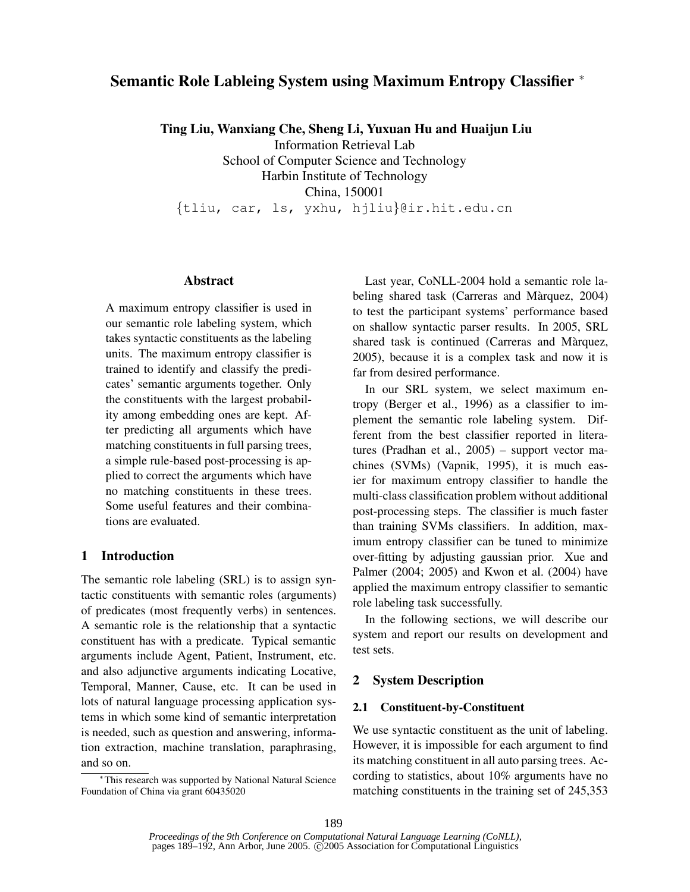# Semantic Role Lableing System using Maximum Entropy Classifier *

**Ting Liu, Wanxiang Che, Sheng Li, Yuxuan Hu and Huaijun Liu**
Information Retrieval Lab
School of Computer Science and Technology
Harbin Institute of Technology
China, 150001
{tliu, car, ls, yxhu, hjliu}@ir.hit.edu.cn

## Abstract

A maximum entropy classifier is used in our semantic role labeling system, which takes syntactic constituents as the labeling units. The maximum entropy classifier is trained to identify and classify the predicates' semantic arguments together. Only the constituents with the largest probability among embedding ones are kept. After predicting all arguments which have matching constituents in full parsing trees, a simple rule-based post-processing is applied to correct the arguments which have no matching constituents in these trees. Some useful features and their combinations are evaluated.

## 1 Introduction

The semantic role labeling (SRL) is to assign syntactic constituents with semantic roles (arguments) of predicates (most frequently verbs) in sentences. A semantic role is the relationship that a syntactic constituent has with a predicate. Typical semantic arguments include Agent, Patient, Instrument, etc. and also adjunctive arguments indicating Locative, Temporal, Manner, Cause, etc. It can be used in lots of natural language processing application systems in which some kind of semantic interpretation is needed, such as question and answering, information extraction, machine translation, paraphrasing, and so on.

Last year, CoNLL-2004 hold a semantic role labeling shared task (Carreras and Màrquez, 2004) to test the participant systems' performance based on shallow syntactic parser results. In 2005, SRL shared task is continued (Carreras and Màrquez, 2005), because it is a complex task and now it is far from desired performance.

In our SRL system, we select maximum entropy (Berger et al., 1996) as a classifier to implement the semantic role labeling system. Different from the best classifier reported in literatures (Pradhan et al., 2005) – support vector machines (SVMs) (Vapnik, 1995), it is much easier for maximum entropy classifier to handle the multi-class classification problem without additional post-processing steps. The classifier is much faster than training SVMs classifiers. In addition, maximum entropy classifier can be tuned to minimize over-fitting by adjusting gaussian prior. Xue and Palmer (2004; 2005) and Kwon et al. (2004) have applied the maximum entropy classifier to semantic role labeling task successfully.

In the following sections, we will describe our system and report our results on development and test sets.

## 2 System Description

### 2.1 Constituent-by-Constituent

We use syntactic constituent as the unit of labeling. However, it is impossible for each argument to find its matching constituent in all auto parsing trees. According to statistics, about 10% arguments have no matching constituents in the training set of 245,353

*This research was supported by National Natural Science Foundation of China via grant 60435020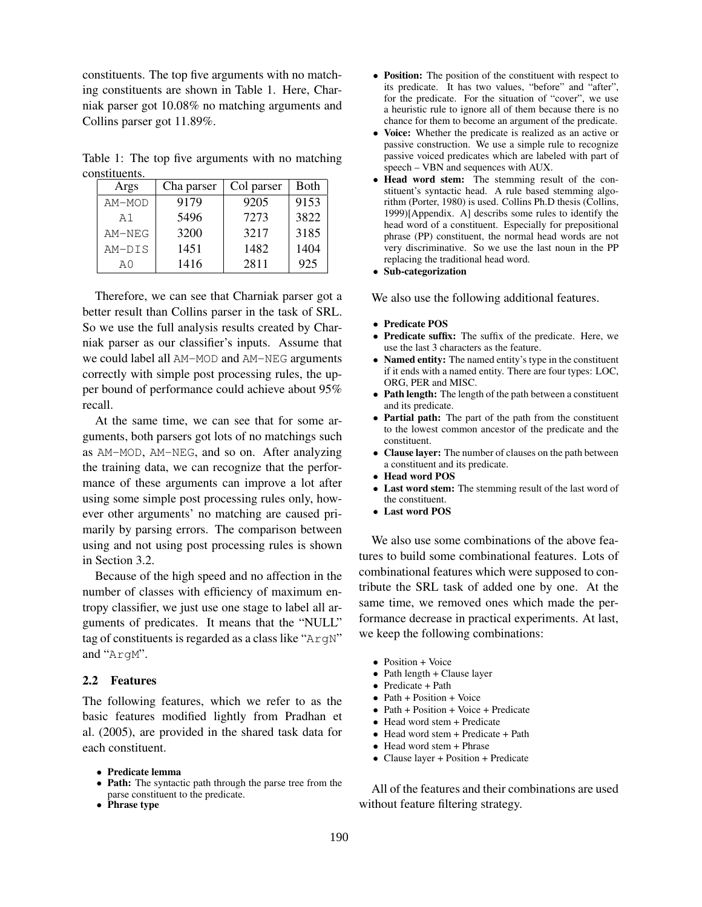constituents. The top five arguments with no matching constituents are shown in Table 1. Here, Charniak parser got 10.08% no matching arguments and Collins parser got 11.89%.

Table 1: The top five arguments with no matching constituents.

| Args | Cha parser | Col parser | Both |
|---|---|---|---|
| AM-MOD | 9179 | 9205 | 9153 |
| A1 | 5496 | 7273 | 3822 |
| AM-NEG | 3200 | 3217 | 3185 |
| AM-DIS | 1451 | 1482 | 1404 |
| A0 | 1416 | 2811 | 925 |

Therefore, we can see that Charniak parser got a better result than Collins parser in the task of SRL. So we use the full analysis results created by Charniak parser as our classifier's inputs. Assume that we could label all AM-MOD and AM-NEG arguments correctly with simple post processing rules, the upper bound of performance could achieve about 95% recall.

At the same time, we can see that for some arguments, both parsers got lots of no matchings such as AM-MOD, AM-NEG, and so on. After analyzing the training data, we can recognize that the performance of these arguments can improve a lot after using some simple post processing rules only, however other arguments' no matching are caused primarily by parsing errors. The comparison between using and not using post processing rules is shown in Section 3.2.

Because of the high speed and no affection in the number of classes with efficiency of maximum entropy classifier, we just use one stage to label all arguments of predicates. It means that the "NULL" tag of constituents is regarded as a class like "ArgN" and "ArgM".

### 2.2 Features

The following features, which we refer to as the basic features modified lightly from Pradhan et al. (2005), are provided in the shared task data for each constituent.

- **Predicate lemma**
- **Path:** The syntactic path through the parse tree from the parse constituent to the predicate.
- **Phrase type**
- **Position:** The position of the constituent with respect to its predicate. It has two values, "before" and "after", for the predicate. For the situation of "cover", we use a heuristic rule to ignore all of them because there is no chance for them to become an argument of the predicate.
- **Voice:** Whether the predicate is realized as an active or passive construction. We use a simple rule to recognize passive voiced predicates which are labeled with part of speech – VBN and sequences with AUX.
- **Head word stem:** The stemming result of the constituent's syntactic head. A rule based stemming algorithm (Porter, 1980) is used. Collins Ph.D thesis (Collins, 1999)[Appendix. A] describs some rules to identify the head word of a constituent. Especially for prepositional phrase (PP) constituent, the normal head words are not very discriminative. So we use the last noun in the PP replacing the traditional head word.
- **Sub-categorization**

We also use the following additional features.

- **Predicate POS**
- **Predicate suffix:** The suffix of the predicate. Here, we use the last 3 characters as the feature.
- **Named entity:** The named entity's type in the constituent if it ends with a named entity. There are four types: LOC, ORG, PER and MISC.
- **Path length:** The length of the path between a constituent and its predicate.
- **Partial path:** The part of the path from the constituent to the lowest common ancestor of the predicate and the constituent.
- **Clause layer:** The number of clauses on the path between a constituent and its predicate.
- **Head word POS**
- **Last word stem:** The stemming result of the last word of the constituent.
- **Last word POS**

We also use some combinations of the above features to build some combinational features. Lots of combinational features which were supposed to contribute the SRL task of added one by one. At the same time, we removed ones which made the performance decrease in practical experiments. At last, we keep the following combinations:

- Position + Voice
- Path length + Clause layer
- Predicate + Path
- Path + Position + Voice
- Path + Position + Voice + Predicate
- Head word stem + Predicate
- Head word stem + Predicate + Path
- Head word stem + Phrase
- Clause layer + Position + Predicate

All of the features and their combinations are used without feature filtering strategy.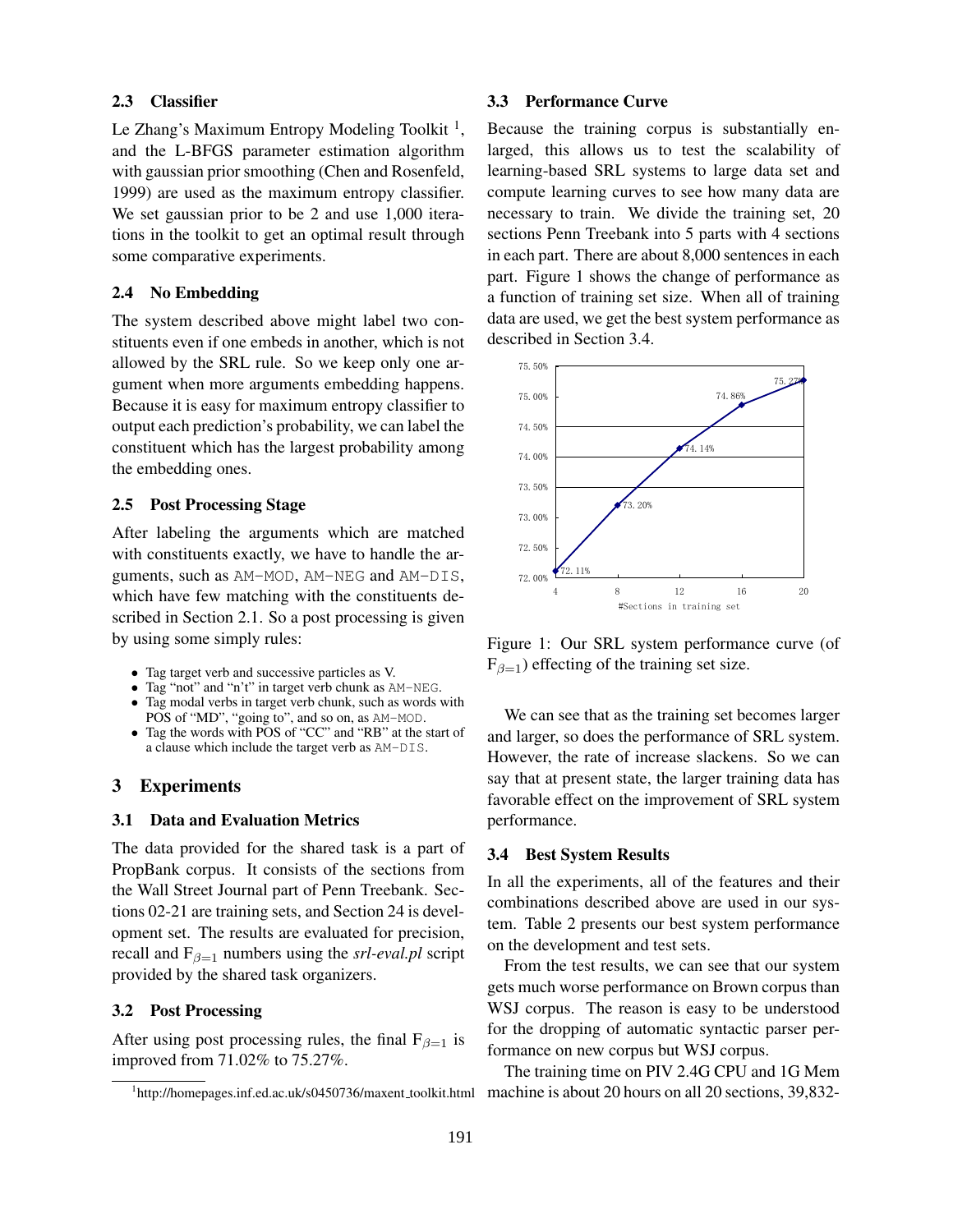### 2.3 Classifier

Le Zhang's Maximum Entropy Modeling Toolkit [1], and the L-BFGS parameter estimation algorithm with gaussian prior smoothing (Chen and Rosenfeld, 1999) are used as the maximum entropy classifier. We set gaussian prior to be 2 and use 1,000 iterations in the toolkit to get an optimal result through some comparative experiments.

### 2.4 No Embedding

The system described above might label two constituents even if one embeds in another, which is not allowed by the SRL rule. So we keep only one argument when more arguments embedding happens. Because it is easy for maximum entropy classifier to output each prediction's probability, we can label the constituent which has the largest probability among the embedding ones.

### 2.5 Post Processing Stage

After labeling the arguments which are matched with constituents exactly, we have to handle the arguments, such as AM-MOD, AM-NEG and AM-DIS, which have few matching with the constituents described in Section 2.1. So a post processing is given by using some simply rules:

- Tag target verb and successive particles as V.
- Tag "not" and "n't" in target verb chunk as AM-NEG.
- Tag modal verbs in target verb chunk, such as words with POS of "MD", "going to", and so on, as AM-MOD.
- Tag the words with POS of "CC" and "RB" at the start of a clause which include the target verb as AM-DIS.

## 3 Experiments

### 3.1 Data and Evaluation Metrics

The data provided for the shared task is a part of PropBank corpus. It consists of the sections from the Wall Street Journal part of Penn Treebank. Sections 02-21 are training sets, and Section 24 is development set. The results are evaluated for precision, recall and $F_{\beta=1}$ numbers using the *srl-eval.pl* script provided by the shared task organizers.

### 3.2 Post Processing

After using post processing rules, the final $F_{\beta=1}$ is improved from 71.02% to 75.27%.

[1] http://homepages.inf.ed.ac.uk/s0450736/maxent_toolkit.html

### 3.3 Performance Curve

Because the training corpus is substantially enlarged, this allows us to test the scalability of learning-based SRL systems to large data set and compute learning curves to see how many data are necessary to train. We divide the training set, 20 sections Penn Treebank into 5 parts with 4 sections in each part. There are about 8,000 sentences in each part. Figure 1 shows the change of performance as a function of training set size. When all of training data are used, we get the best system performance as described in Section 3.4.

| #Sections in training set | $F_{\beta=1}$ |
|---|---|
| 4 | 72.11% |
| 8 | 73.20% |
| 12 | 74.14% |
| 16 | 74.86% |
| 20 | 75.27% |

Figure 1: Our SRL system performance curve (of $F_{\beta=1}$) effecting of the training set size.

We can see that as the training set becomes larger and larger, so does the performance of SRL system. However, the rate of increase slackens. So we can say that at present state, the larger training data has favorable effect on the improvement of SRL system performance.

### 3.4 Best System Results

In all the experiments, all of the features and their combinations described above are used in our system. Table 2 presents our best system performance on the development and test sets.

From the test results, we can see that our system gets much worse performance on Brown corpus than WSJ corpus. The reason is easy to be understood for the dropping of automatic syntactic parser performance on new corpus but WSJ corpus.

The training time on PIV 2.4G CPU and 1G Mem machine is about 20 hours on all 20 sections, 39,832-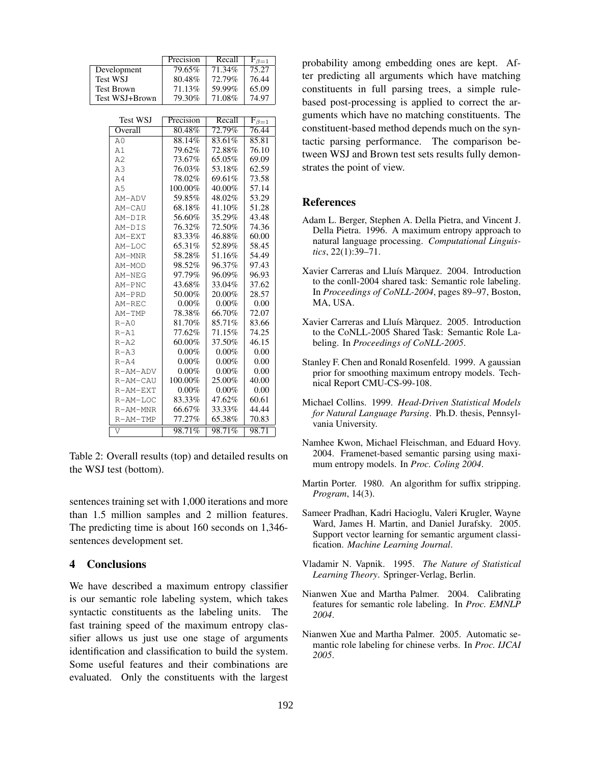| | Precision | Recall | $F_{\beta=1}$ |
|---|---|---|---|
| Development | 79.65% | 71.34% | 75.27 |
| Test WSJ | 80.48% | 72.79% | 76.44 |
| Test Brown | 71.13% | 59.99% | 65.09 |
| Test WSJ+Brown | 79.30% | 71.08% | 74.97 |

| Test WSJ | Precision | Recall | $F_{\beta=1}$ |
|---|---|---|---|
| Overall | 80.48% | 72.79% | 76.44 |
| A0 | 88.14% | 83.61% | 85.81 |
| A1 | 79.62% | 72.88% | 76.10 |
| A2 | 73.67% | 65.05% | 69.09 |
| A3 | 76.03% | 53.18% | 62.59 |
| A4 | 78.02% | 69.61% | 73.58 |
| A5 | 100.00% | 40.00% | 57.14 |
| AM-ADV | 59.85% | 48.02% | 53.29 |
| AM-CAU | 68.18% | 41.10% | 51.28 |
| AM-DIR | 56.60% | 35.29% | 43.48 |
| AM-DIS | 76.32% | 72.50% | 74.36 |
| AM-EXT | 83.33% | 46.88% | 60.00 |
| AM-LOC | 65.31% | 52.89% | 58.45 |
| AM-MNR | 58.28% | 51.16% | 54.49 |
| AM-MOD | 98.52% | 96.37% | 97.43 |
| AM-NEG | 97.79% | 96.09% | 96.93 |
| AM-PNC | 43.68% | 33.04% | 37.62 |
| AM-PRD | 50.00% | 20.00% | 28.57 |
| AM-REC | 0.00% | 0.00% | 0.00 |
| AM-TMP | 78.38% | 66.70% | 72.07 |
| R-A0 | 81.70% | 85.71% | 83.66 |
| R-A1 | 77.62% | 71.15% | 74.25 |
| R-A2 | 60.00% | 37.50% | 46.15 |
| R-A3 | 0.00% | 0.00% | 0.00 |
| R-A4 | 0.00% | 0.00% | 0.00 |
| R-AM-ADV | 0.00% | 0.00% | 0.00 |
| R-AM-CAU | 100.00% | 25.00% | 40.00 |
| R-AM-EXT | 0.00% | 0.00% | 0.00 |
| R-AM-LOC | 83.33% | 47.62% | 60.61 |
| R-AM-MNR | 66.67% | 33.33% | 44.44 |
| R-AM-TMP | 77.27% | 65.38% | 70.83 |
| V | 98.71% | 98.71% | 98.71 |

Table 2: Overall results (top) and detailed results on the WSJ test (bottom).

sentences training set with 1,000 iterations and more than 1.5 million samples and 2 million features. The predicting time is about 160 seconds on 1,346-sentences development set.

## 4 Conclusions

We have described a maximum entropy classifier is our semantic role labeling system, which takes syntactic constituents as the labeling units. The fast training speed of the maximum entropy classifier allows us just use one stage of arguments identification and classification to build the system. Some useful features and their combinations are evaluated. Only the constituents with the largest probability among embedding ones are kept. After predicting all arguments which have matching constituents in full parsing trees, a simple rule-based post-processing is applied to correct the arguments which have no matching constituents. The constituent-based method depends much on the syntactic parsing performance. The comparison between WSJ and Brown test sets results fully demonstrates the point of view.

## References

Adam L. Berger, Stephen A. Della Pietra, and Vincent J. Della Pietra. 1996. A maximum entropy approach to natural language processing. *Computational Linguistics*, 22(1):39–71.

Xavier Carreras and Lluís Màrquez. 2004. Introduction to the conll-2004 shared task: Semantic role labeling. In *Proceedings of CoNLL-2004*, pages 89–97, Boston, MA, USA.

Xavier Carreras and Lluís Màrquez. 2005. Introduction to the CoNLL-2005 Shared Task: Semantic Role Labeling. In *Proceedings of CoNLL-2005*.

Stanley F. Chen and Ronald Rosenfeld. 1999. A gaussian prior for smoothing maximum entropy models. Technical Report CMU-CS-99-108.

Michael Collins. 1999. *Head-Driven Statistical Models for Natural Language Parsing*. Ph.D. thesis, Pennsylvania University.

Namhee Kwon, Michael Fleischman, and Eduard Hovy. 2004. Framenet-based semantic parsing using maximum entropy models. In *Proc. Coling 2004*.

Martin Porter. 1980. An algorithm for suffix stripping. *Program*, 14(3).

Sameer Pradhan, Kadri Hacioglu, Valeri Krugler, Wayne Ward, James H. Martin, and Daniel Jurafsky. 2005. Support vector learning for semantic argument classification. *Machine Learning Journal*.

Vladamir N. Vapnik. 1995. *The Nature of Statistical Learning Theory*. Springer-Verlag, Berlin.

Nianwen Xue and Martha Palmer. 2004. Calibrating features for semantic role labeling. In *Proc. EMNLP 2004*.

Nianwen Xue and Martha Palmer. 2005. Automatic semantic role labeling for chinese verbs. In *Proc. IJCAI 2005*.